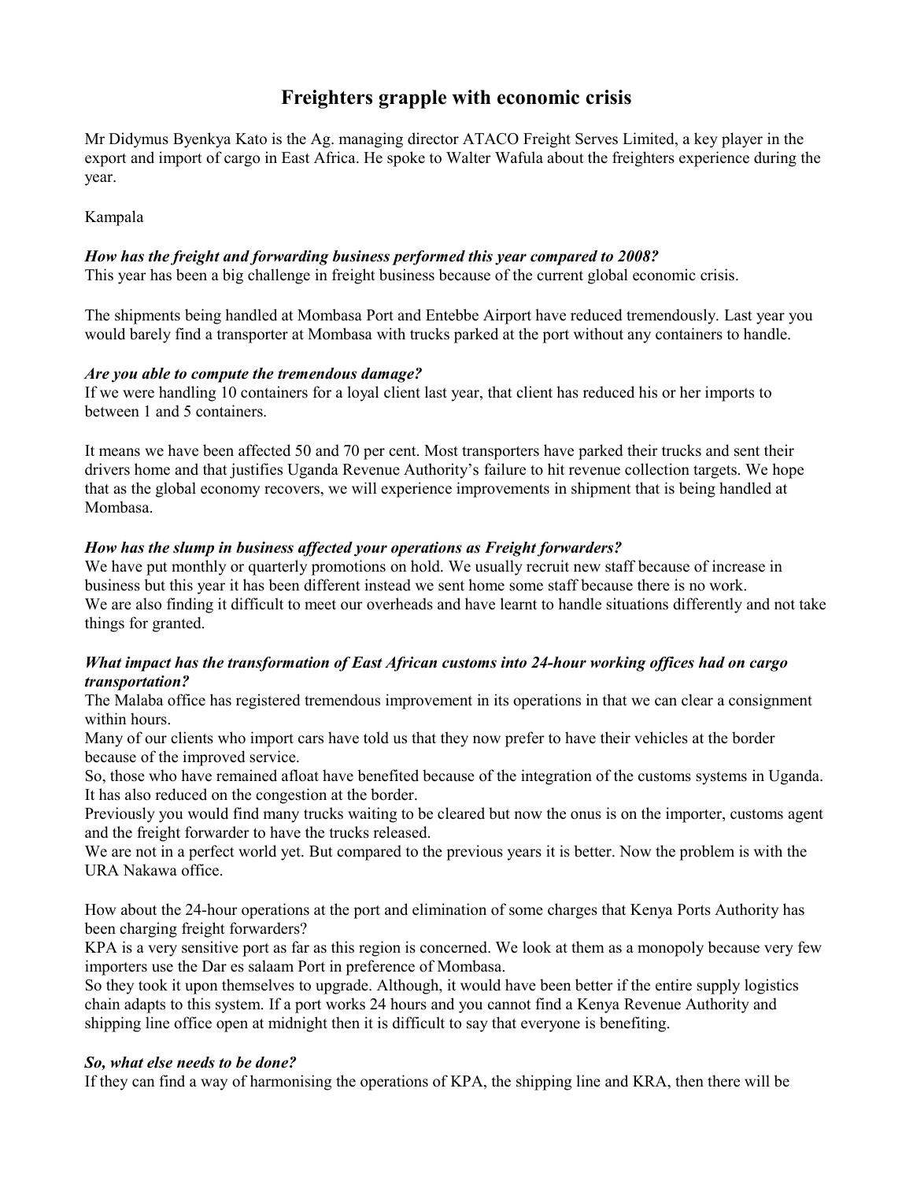# Freighters grapple with economic crisis

Mr Didymus Byenkya Kato is the Ag. managing director ATACO Freight Serves Limited, a key player in the export and import of cargo in East Africa. He spoke to Walter Wafula about the freighters experience during the year.

Kampala

***How has the freight and forwarding business performed this year compared to 2008?***

This year has been a big challenge in freight business because of the current global economic crisis.

The shipments being handled at Mombasa Port and Entebbe Airport have reduced tremendously. Last year you would barely find a transporter at Mombasa with trucks parked at the port without any containers to handle.

***Are you able to compute the tremendous damage?***

If we were handling 10 containers for a loyal client last year, that client has reduced his or her imports to between 1 and 5 containers.

It means we have been affected 50 and 70 per cent. Most transporters have parked their trucks and sent their drivers home and that justifies Uganda Revenue Authority's failure to hit revenue collection targets. We hope that as the global economy recovers, we will experience improvements in shipment that is being handled at Mombasa.

***How has the slump in business affected your operations as Freight forwarders?***

We have put monthly or quarterly promotions on hold. We usually recruit new staff because of increase in business but this year it has been different instead we sent home some staff because there is no work.
We are also finding it difficult to meet our overheads and have learnt to handle situations differently and not take things for granted.

***What impact has the transformation of East African customs into 24-hour working offices had on cargo transportation?***

The Malaba office has registered tremendous improvement in its operations in that we can clear a consignment within hours.
Many of our clients who import cars have told us that they now prefer to have their vehicles at the border because of the improved service.
So, those who have remained afloat have benefited because of the integration of the customs systems in Uganda. It has also reduced on the congestion at the border.
Previously you would find many trucks waiting to be cleared but now the onus is on the importer, customs agent and the freight forwarder to have the trucks released.
We are not in a perfect world yet. But compared to the previous years it is better. Now the problem is with the URA Nakawa office.

How about the 24-hour operations at the port and elimination of some charges that Kenya Ports Authority has been charging freight forwarders?
KPA is a very sensitive port as far as this region is concerned. We look at them as a monopoly because very few importers use the Dar es salaam Port in preference of Mombasa.
So they took it upon themselves to upgrade. Although, it would have been better if the entire supply logistics chain adapts to this system. If a port works 24 hours and you cannot find a Kenya Revenue Authority and shipping line office open at midnight then it is difficult to say that everyone is benefiting.

***So, what else needs to be done?***

If they can find a way of harmonising the operations of KPA, the shipping line and KRA, then there will be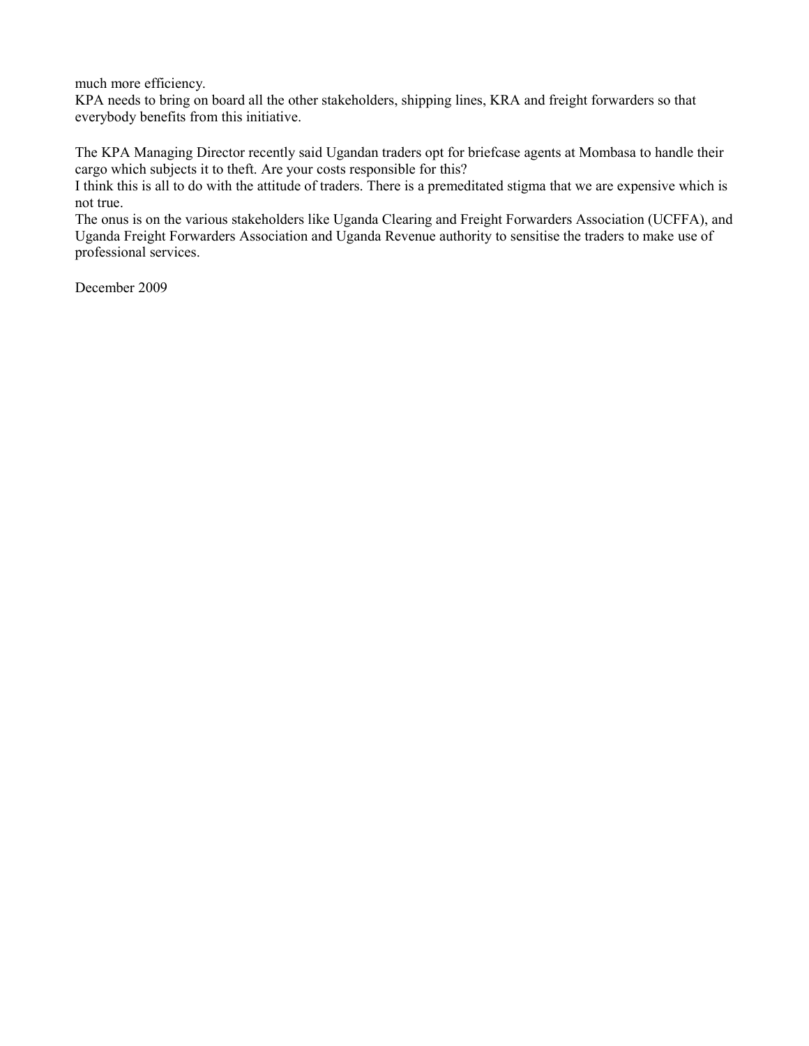much more efficiency.
KPA needs to bring on board all the other stakeholders, shipping lines, KRA and freight forwarders so that everybody benefits from this initiative.

The KPA Managing Director recently said Ugandan traders opt for briefcase agents at Mombasa to handle their cargo which subjects it to theft. Are your costs responsible for this?
I think this is all to do with the attitude of traders. There is a premeditated stigma that we are expensive which is not true.
The onus is on the various stakeholders like Uganda Clearing and Freight Forwarders Association (UCFFA), and Uganda Freight Forwarders Association and Uganda Revenue authority to sensitise the traders to make use of professional services.

December 2009